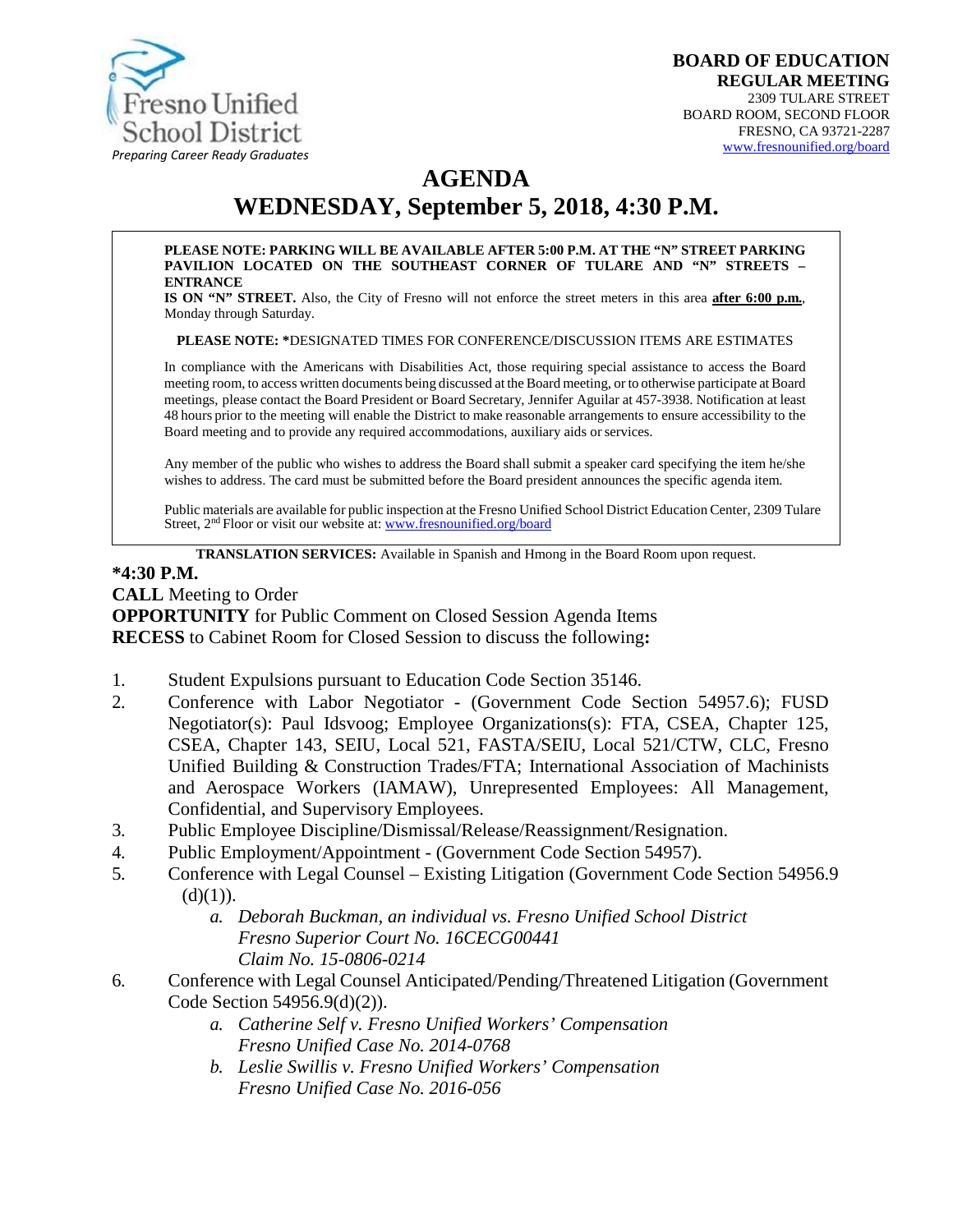Fresno Unified School District
*Preparing Career Ready Graduates*

**BOARD OF EDUCATION**
**REGULAR MEETING**
2309 TULARE STREET
BOARD ROOM, SECOND FLOOR
FRESNO, CA 93721-2287
www.fresnounified.org/board

# AGENDA
## WEDNESDAY, September 5, 2018, 4:30 P.M.

**PLEASE NOTE: PARKING WILL BE AVAILABLE AFTER 5:00 P.M. AT THE "N" STREET PARKING PAVILION LOCATED ON THE SOUTHEAST CORNER OF TULARE AND "N" STREETS – ENTRANCE IS ON "N" STREET.** Also, the City of Fresno will not enforce the street meters in this area **after 6:00 p.m.**, Monday through Saturday.

**PLEASE NOTE: ***DESIGNATED TIMES FOR CONFERENCE/DISCUSSION ITEMS ARE ESTIMATES

In compliance with the Americans with Disabilities Act, those requiring special assistance to access the Board meeting room, to access written documents being discussed at the Board meeting, or to otherwise participate at Board meetings, please contact the Board President or Board Secretary, Jennifer Aguilar at 457-3938. Notification at least 48 hours prior to the meeting will enable the District to make reasonable arrangements to ensure accessibility to the Board meeting and to provide any required accommodations, auxiliary aids or services.

Any member of the public who wishes to address the Board shall submit a speaker card specifying the item he/she wishes to address. The card must be submitted before the Board president announces the specific agenda item.

Public materials are available for public inspection at the Fresno Unified School District Education Center, 2309 Tulare Street, 2nd Floor or visit our website at: www.fresnounified.org/board

**TRANSLATION SERVICES:** Available in Spanish and Hmong in the Board Room upon request.

**\*4:30 P.M.**
**CALL** Meeting to Order
**OPPORTUNITY** for Public Comment on Closed Session Agenda Items
**RECESS** to Cabinet Room for Closed Session to discuss the following**:**

1. Student Expulsions pursuant to Education Code Section 35146.
2. Conference with Labor Negotiator - (Government Code Section 54957.6); FUSD Negotiator(s): Paul Idsvoog; Employee Organizations(s): FTA, CSEA, Chapter 125, CSEA, Chapter 143, SEIU, Local 521, FASTA/SEIU, Local 521/CTW, CLC, Fresno Unified Building & Construction Trades/FTA; International Association of Machinists and Aerospace Workers (IAMAW), Unrepresented Employees: All Management, Confidential, and Supervisory Employees.
3. Public Employee Discipline/Dismissal/Release/Reassignment/Resignation.
4. Public Employment/Appointment - (Government Code Section 54957).
5. Conference with Legal Counsel – Existing Litigation (Government Code Section 54956.9 (d)(1)).
   a. *Deborah Buckman, an individual vs. Fresno Unified School District*
      *Fresno Superior Court No. 16CECG00441*
      *Claim No. 15-0806-0214*
6. Conference with Legal Counsel Anticipated/Pending/Threatened Litigation (Government Code Section 54956.9(d)(2)).
   a. *Catherine Self v. Fresno Unified Workers' Compensation*
      *Fresno Unified Case No. 2014-0768*
   b. *Leslie Swillis v. Fresno Unified Workers' Compensation*
      *Fresno Unified Case No. 2016-056*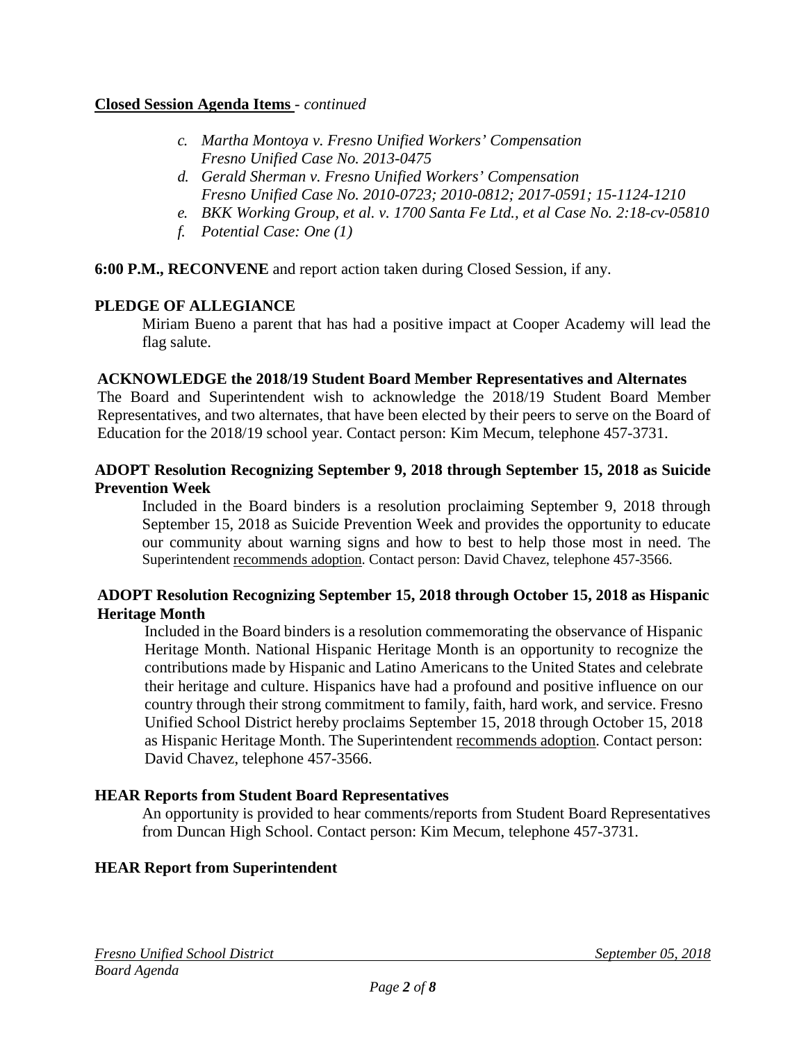**Closed Session Agenda Items** - *continued*

- *c. Martha Montoya v. Fresno Unified Workers' Compensation Fresno Unified Case No. 2013-0475*
- *d. Gerald Sherman v. Fresno Unified Workers' Compensation Fresno Unified Case No. 2010-0723; 2010-0812; 2017-0591; 15-1124-1210*
- *e. BKK Working Group, et al. v. 1700 Santa Fe Ltd., et al Case No. 2:18-cv-05810*
- *f. Potential Case: One (1)*

**6:00 P.M., RECONVENE** and report action taken during Closed Session, if any.

**PLEDGE OF ALLEGIANCE**

Miriam Bueno a parent that has had a positive impact at Cooper Academy will lead the flag salute.

**ACKNOWLEDGE the 2018/19 Student Board Member Representatives and Alternates**

The Board and Superintendent wish to acknowledge the 2018/19 Student Board Member Representatives, and two alternates, that have been elected by their peers to serve on the Board of Education for the 2018/19 school year. Contact person: Kim Mecum, telephone 457-3731.

**ADOPT Resolution Recognizing September 9, 2018 through September 15, 2018 as Suicide Prevention Week**

Included in the Board binders is a resolution proclaiming September 9, 2018 through September 15, 2018 as Suicide Prevention Week and provides the opportunity to educate our community about warning signs and how to best to help those most in need. The Superintendent recommends adoption. Contact person: David Chavez, telephone 457-3566.

**ADOPT Resolution Recognizing September 15, 2018 through October 15, 2018 as Hispanic Heritage Month**

Included in the Board binders is a resolution commemorating the observance of Hispanic Heritage Month. National Hispanic Heritage Month is an opportunity to recognize the contributions made by Hispanic and Latino Americans to the United States and celebrate their heritage and culture. Hispanics have had a profound and positive influence on our country through their strong commitment to family, faith, hard work, and service. Fresno Unified School District hereby proclaims September 15, 2018 through October 15, 2018 as Hispanic Heritage Month. The Superintendent recommends adoption. Contact person: David Chavez, telephone 457-3566.

**HEAR Reports from Student Board Representatives**

An opportunity is provided to hear comments/reports from Student Board Representatives from Duncan High School. Contact person: Kim Mecum, telephone 457-3731.

**HEAR Report from Superintendent**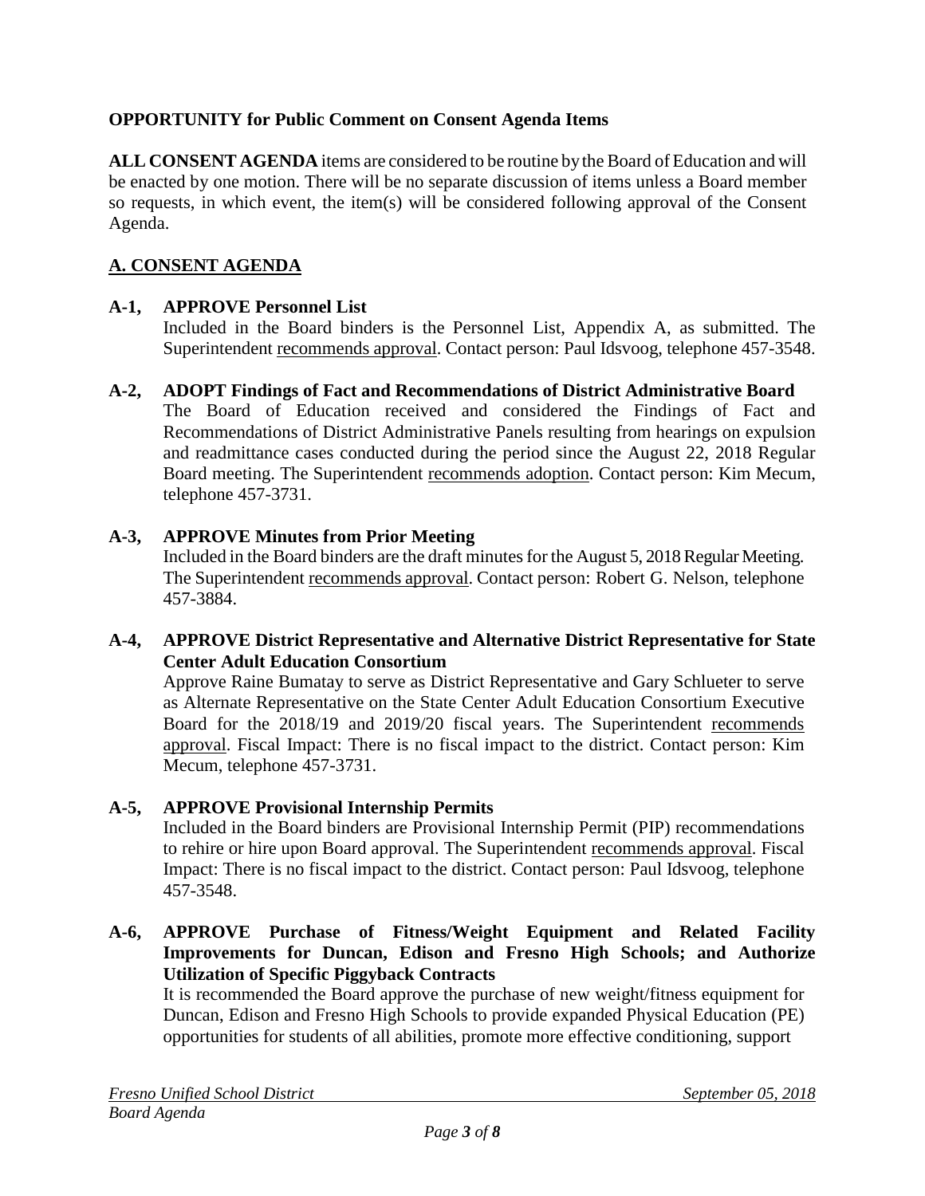**OPPORTUNITY for Public Comment on Consent Agenda Items**

**ALL CONSENT AGENDA** items are considered to be routine by the Board of Education and will be enacted by one motion. There will be no separate discussion of items unless a Board member so requests, in which event, the item(s) will be considered following approval of the Consent Agenda.

## A. CONSENT AGENDA

**A-1, APPROVE Personnel List**
Included in the Board binders is the Personnel List, Appendix A, as submitted. The Superintendent recommends approval. Contact person: Paul Idsvoog, telephone 457-3548.

**A-2, ADOPT Findings of Fact and Recommendations of District Administrative Board**
The Board of Education received and considered the Findings of Fact and Recommendations of District Administrative Panels resulting from hearings on expulsion and readmittance cases conducted during the period since the August 22, 2018 Regular Board meeting. The Superintendent recommends adoption. Contact person: Kim Mecum, telephone 457-3731.

**A-3, APPROVE Minutes from Prior Meeting**
Included in the Board binders are the draft minutes for the August 5, 2018 Regular Meeting. The Superintendent recommends approval. Contact person: Robert G. Nelson, telephone 457-3884.

**A-4, APPROVE District Representative and Alternative District Representative for State Center Adult Education Consortium**
Approve Raine Bumatay to serve as District Representative and Gary Schlueter to serve as Alternate Representative on the State Center Adult Education Consortium Executive Board for the 2018/19 and 2019/20 fiscal years. The Superintendent recommends approval. Fiscal Impact: There is no fiscal impact to the district. Contact person: Kim Mecum, telephone 457-3731.

**A-5, APPROVE Provisional Internship Permits**
Included in the Board binders are Provisional Internship Permit (PIP) recommendations to rehire or hire upon Board approval. The Superintendent recommends approval. Fiscal Impact: There is no fiscal impact to the district. Contact person: Paul Idsvoog, telephone 457-3548.

**A-6, APPROVE Purchase of Fitness/Weight Equipment and Related Facility Improvements for Duncan, Edison and Fresno High Schools; and Authorize Utilization of Specific Piggyback Contracts**
It is recommended the Board approve the purchase of new weight/fitness equipment for Duncan, Edison and Fresno High Schools to provide expanded Physical Education (PE) opportunities for students of all abilities, promote more effective conditioning, support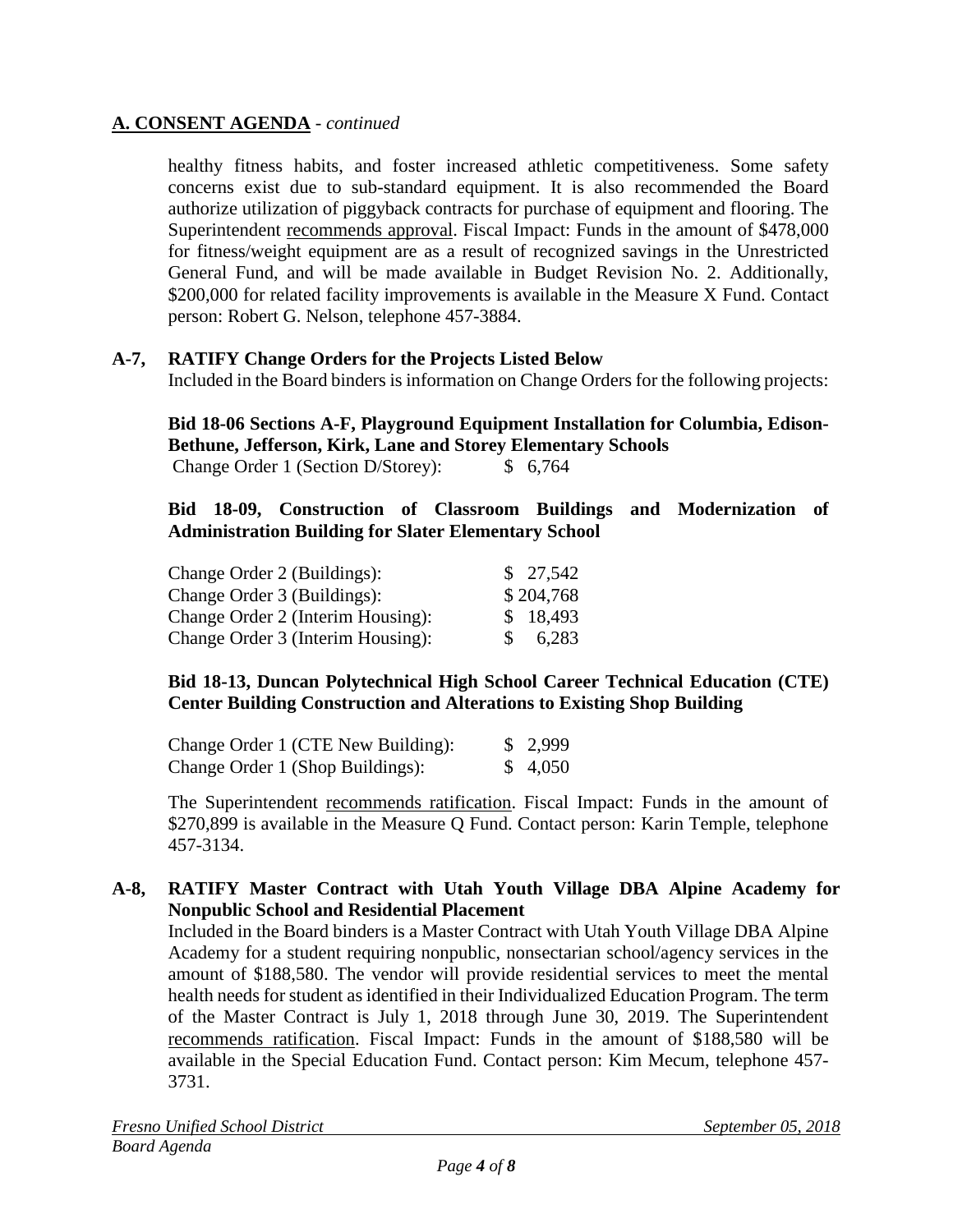## A. CONSENT AGENDA - *continued*

healthy fitness habits, and foster increased athletic competitiveness. Some safety concerns exist due to sub-standard equipment. It is also recommended the Board authorize utilization of piggyback contracts for purchase of equipment and flooring. The Superintendent recommends approval. Fiscal Impact: Funds in the amount of $478,000 for fitness/weight equipment are as a result of recognized savings in the Unrestricted General Fund, and will be made available in Budget Revision No. 2. Additionally, $200,000 for related facility improvements is available in the Measure X Fund. Contact person: Robert G. Nelson, telephone 457-3884.

**A-7, RATIFY Change Orders for the Projects Listed Below**

Included in the Board binders is information on Change Orders for the following projects:

**Bid 18-06 Sections A-F, Playground Equipment Installation for Columbia, Edison-Bethune, Jefferson, Kirk, Lane and Storey Elementary Schools**

| | |
|---|---|
| Change Order 1 (Section D/Storey): | $ 6,764 |

**Bid 18-09, Construction of Classroom Buildings and Modernization of Administration Building for Slater Elementary School**

| | |
|---|---|
| Change Order 2 (Buildings): | $ 27,542 |
| Change Order 3 (Buildings): | $ 204,768 |
| Change Order 2 (Interim Housing): | $ 18,493 |
| Change Order 3 (Interim Housing): | $ 6,283 |

**Bid 18-13, Duncan Polytechnical High School Career Technical Education (CTE) Center Building Construction and Alterations to Existing Shop Building**

| | |
|---|---|
| Change Order 1 (CTE New Building): | $ 2,999 |
| Change Order 1 (Shop Buildings): | $ 4,050 |

The Superintendent recommends ratification. Fiscal Impact: Funds in the amount of $270,899 is available in the Measure Q Fund. Contact person: Karin Temple, telephone 457-3134.

**A-8, RATIFY Master Contract with Utah Youth Village DBA Alpine Academy for Nonpublic School and Residential Placement**

Included in the Board binders is a Master Contract with Utah Youth Village DBA Alpine Academy for a student requiring nonpublic, nonsectarian school/agency services in the amount of $188,580. The vendor will provide residential services to meet the mental health needs for student as identified in their Individualized Education Program. The term of the Master Contract is July 1, 2018 through June 30, 2019. The Superintendent recommends ratification. Fiscal Impact: Funds in the amount of $188,580 will be available in the Special Education Fund. Contact person: Kim Mecum, telephone 457-3731.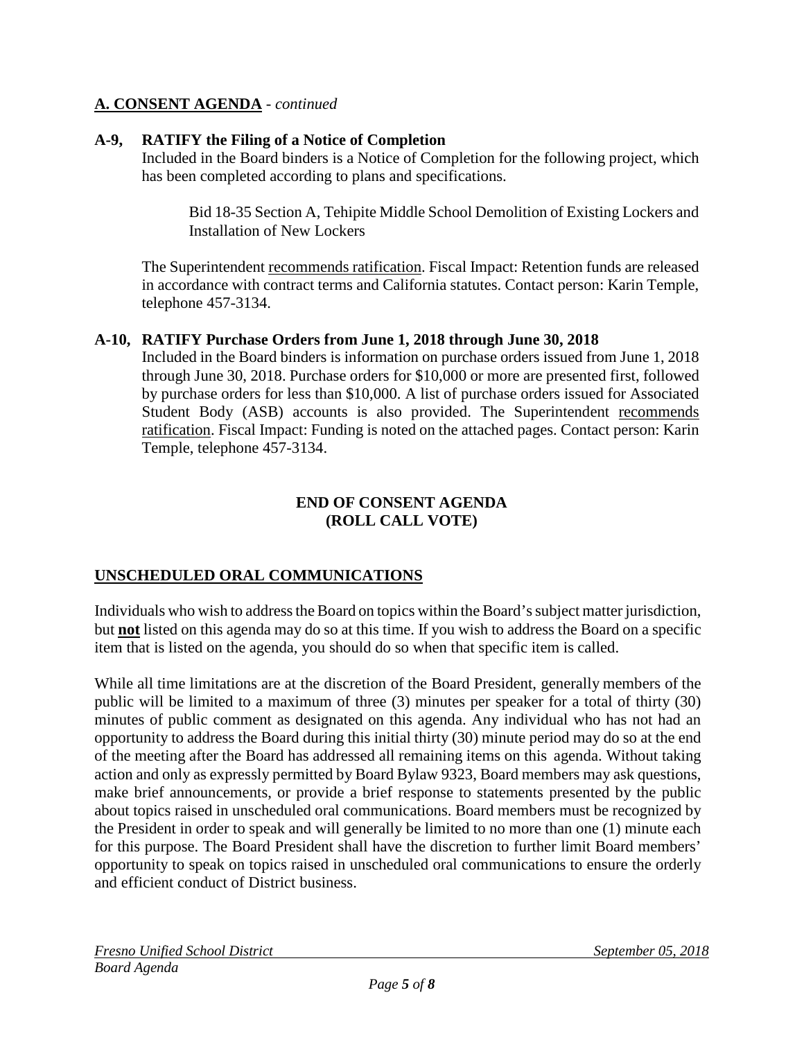## A. CONSENT AGENDA - *continued*

**A-9, RATIFY the Filing of a Notice of Completion**

Included in the Board binders is a Notice of Completion for the following project, which has been completed according to plans and specifications.

> Bid 18-35 Section A, Tehipite Middle School Demolition of Existing Lockers and Installation of New Lockers

The Superintendent recommends ratification. Fiscal Impact: Retention funds are released in accordance with contract terms and California statutes. Contact person: Karin Temple, telephone 457-3134.

**A-10, RATIFY Purchase Orders from June 1, 2018 through June 30, 2018**

Included in the Board binders is information on purchase orders issued from June 1, 2018 through June 30, 2018. Purchase orders for $10,000 or more are presented first, followed by purchase orders for less than $10,000. A list of purchase orders issued for Associated Student Body (ASB) accounts is also provided. The Superintendent recommends ratification. Fiscal Impact: Funding is noted on the attached pages. Contact person: Karin Temple, telephone 457-3134.

**END OF CONSENT AGENDA**
**(ROLL CALL VOTE)**

## UNSCHEDULED ORAL COMMUNICATIONS

Individuals who wish to address the Board on topics within the Board's subject matter jurisdiction, but **not** listed on this agenda may do so at this time. If you wish to address the Board on a specific item that is listed on the agenda, you should do so when that specific item is called.

While all time limitations are at the discretion of the Board President, generally members of the public will be limited to a maximum of three (3) minutes per speaker for a total of thirty (30) minutes of public comment as designated on this agenda. Any individual who has not had an opportunity to address the Board during this initial thirty (30) minute period may do so at the end of the meeting after the Board has addressed all remaining items on this agenda. Without taking action and only as expressly permitted by Board Bylaw 9323, Board members may ask questions, make brief announcements, or provide a brief response to statements presented by the public about topics raised in unscheduled oral communications. Board members must be recognized by the President in order to speak and will generally be limited to no more than one (1) minute each for this purpose. The Board President shall have the discretion to further limit Board members' opportunity to speak on topics raised in unscheduled oral communications to ensure the orderly and efficient conduct of District business.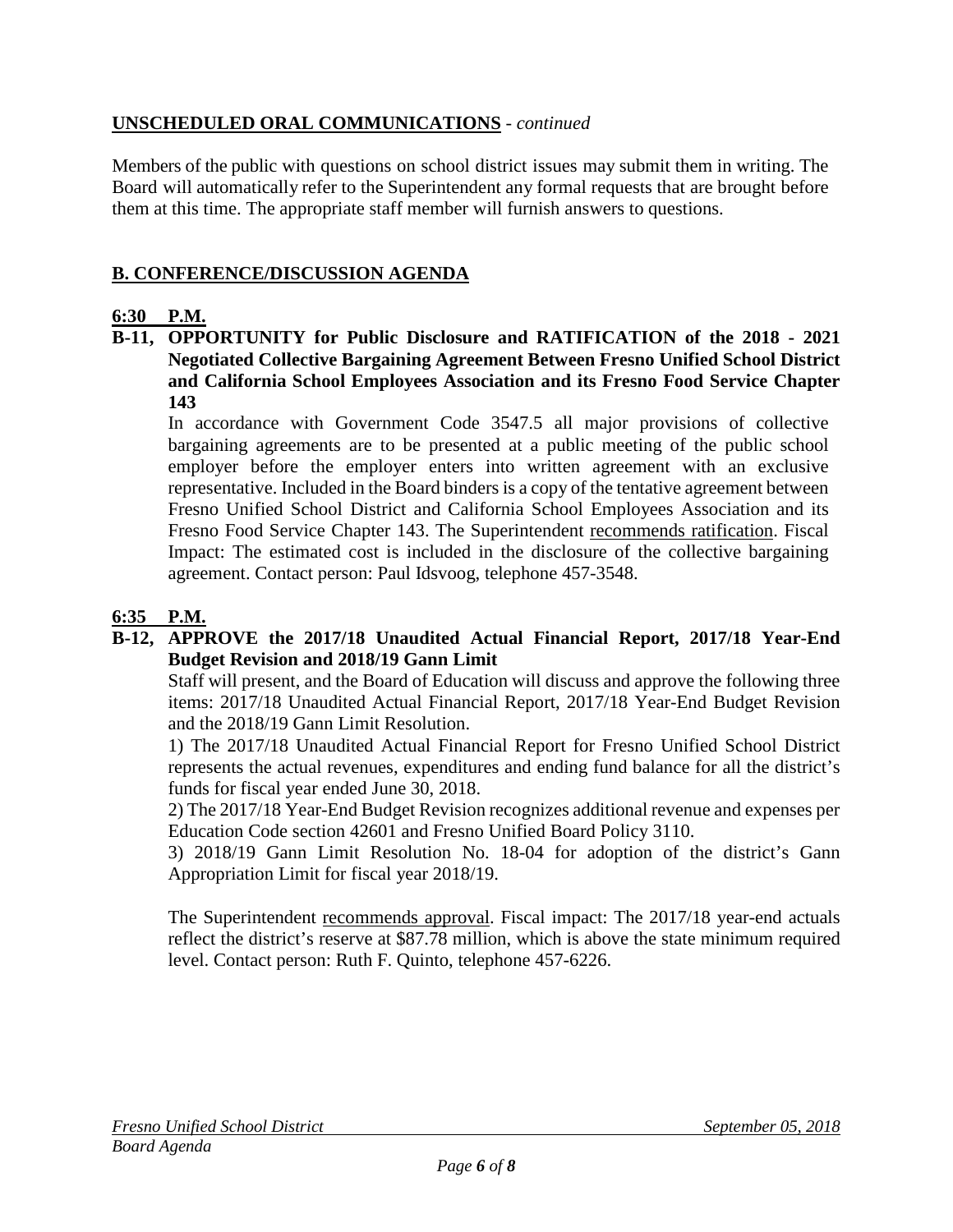## UNSCHEDULED ORAL COMMUNICATIONS - *continued*

Members of the public with questions on school district issues may submit them in writing. The Board will automatically refer to the Superintendent any formal requests that are brought before them at this time. The appropriate staff member will furnish answers to questions.

## B. CONFERENCE/DISCUSSION AGENDA

**6:30 P.M.**

**B-11, OPPORTUNITY for Public Disclosure and RATIFICATION of the 2018 - 2021 Negotiated Collective Bargaining Agreement Between Fresno Unified School District and California School Employees Association and its Fresno Food Service Chapter 143**

In accordance with Government Code 3547.5 all major provisions of collective bargaining agreements are to be presented at a public meeting of the public school employer before the employer enters into written agreement with an exclusive representative. Included in the Board binders is a copy of the tentative agreement between Fresno Unified School District and California School Employees Association and its Fresno Food Service Chapter 143. The Superintendent recommends ratification. Fiscal Impact: The estimated cost is included in the disclosure of the collective bargaining agreement. Contact person: Paul Idsvoog, telephone 457-3548.

**6:35 P.M.**

**B-12, APPROVE the 2017/18 Unaudited Actual Financial Report, 2017/18 Year-End Budget Revision and 2018/19 Gann Limit**

Staff will present, and the Board of Education will discuss and approve the following three items: 2017/18 Unaudited Actual Financial Report, 2017/18 Year-End Budget Revision and the 2018/19 Gann Limit Resolution.

1) The 2017/18 Unaudited Actual Financial Report for Fresno Unified School District represents the actual revenues, expenditures and ending fund balance for all the district's funds for fiscal year ended June 30, 2018.

2) The 2017/18 Year-End Budget Revision recognizes additional revenue and expenses per Education Code section 42601 and Fresno Unified Board Policy 3110.

3) 2018/19 Gann Limit Resolution No. 18-04 for adoption of the district's Gann Appropriation Limit for fiscal year 2018/19.

The Superintendent recommends approval. Fiscal impact: The 2017/18 year-end actuals reflect the district's reserve at $87.78 million, which is above the state minimum required level. Contact person: Ruth F. Quinto, telephone 457-6226.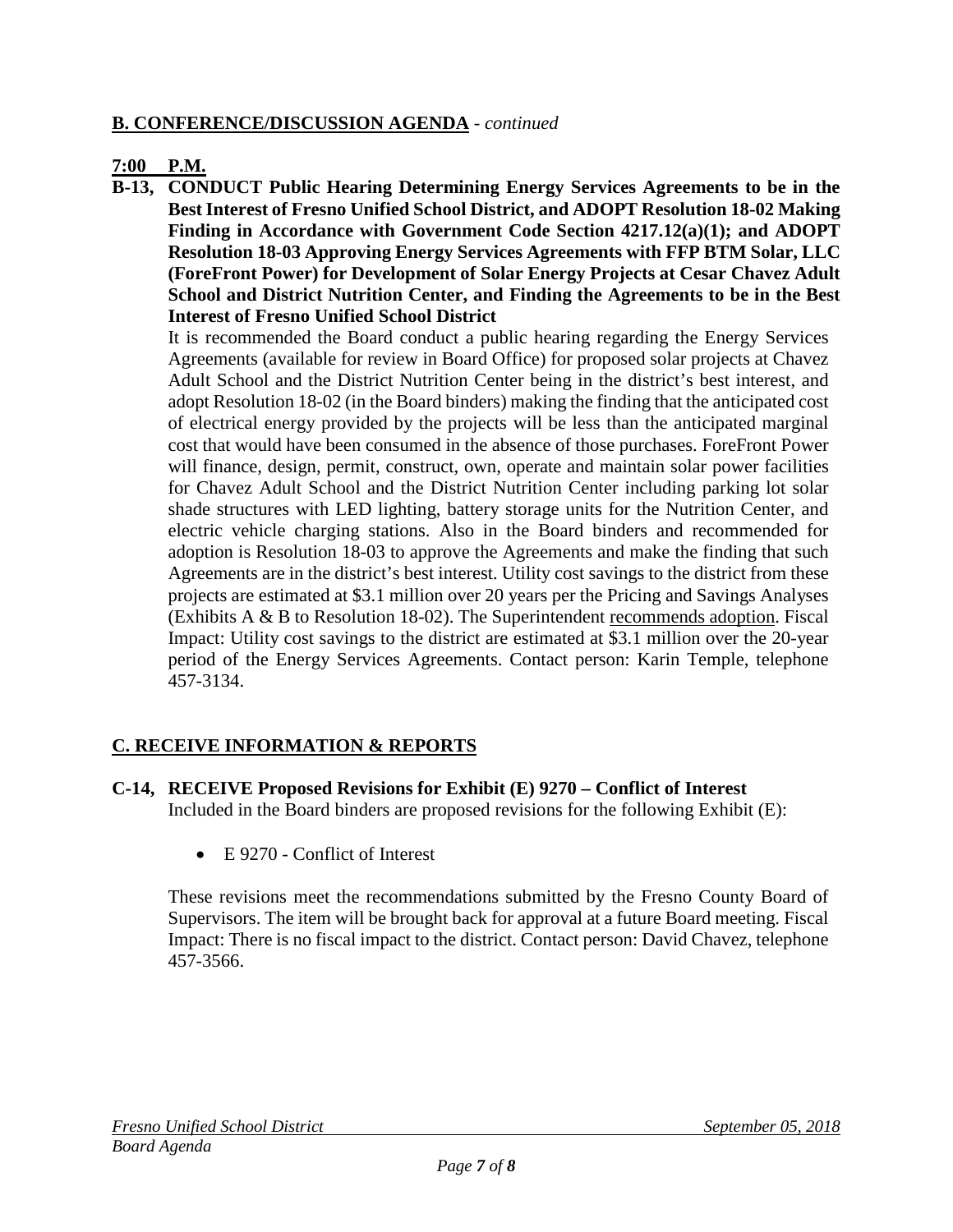## B. CONFERENCE/DISCUSSION AGENDA - *continued*

**7:00 P.M.**

**B-13, CONDUCT Public Hearing Determining Energy Services Agreements to be in the Best Interest of Fresno Unified School District, and ADOPT Resolution 18-02 Making Finding in Accordance with Government Code Section 4217.12(a)(1); and ADOPT Resolution 18-03 Approving Energy Services Agreements with FFP BTM Solar, LLC (ForeFront Power) for Development of Solar Energy Projects at Cesar Chavez Adult School and District Nutrition Center, and Finding the Agreements to be in the Best Interest of Fresno Unified School District**

It is recommended the Board conduct a public hearing regarding the Energy Services Agreements (available for review in Board Office) for proposed solar projects at Chavez Adult School and the District Nutrition Center being in the district's best interest, and adopt Resolution 18-02 (in the Board binders) making the finding that the anticipated cost of electrical energy provided by the projects will be less than the anticipated marginal cost that would have been consumed in the absence of those purchases. ForeFront Power will finance, design, permit, construct, own, operate and maintain solar power facilities for Chavez Adult School and the District Nutrition Center including parking lot solar shade structures with LED lighting, battery storage units for the Nutrition Center, and electric vehicle charging stations. Also in the Board binders and recommended for adoption is Resolution 18-03 to approve the Agreements and make the finding that such Agreements are in the district's best interest. Utility cost savings to the district from these projects are estimated at $3.1 million over 20 years per the Pricing and Savings Analyses (Exhibits A & B to Resolution 18-02). The Superintendent recommends adoption. Fiscal Impact: Utility cost savings to the district are estimated at $3.1 million over the 20-year period of the Energy Services Agreements. Contact person: Karin Temple, telephone 457-3134.

## C. RECEIVE INFORMATION & REPORTS

**C-14, RECEIVE Proposed Revisions for Exhibit (E) 9270 – Conflict of Interest**

Included in the Board binders are proposed revisions for the following Exhibit (E):

- E 9270 - Conflict of Interest

These revisions meet the recommendations submitted by the Fresno County Board of Supervisors. The item will be brought back for approval at a future Board meeting. Fiscal Impact: There is no fiscal impact to the district. Contact person: David Chavez, telephone 457-3566.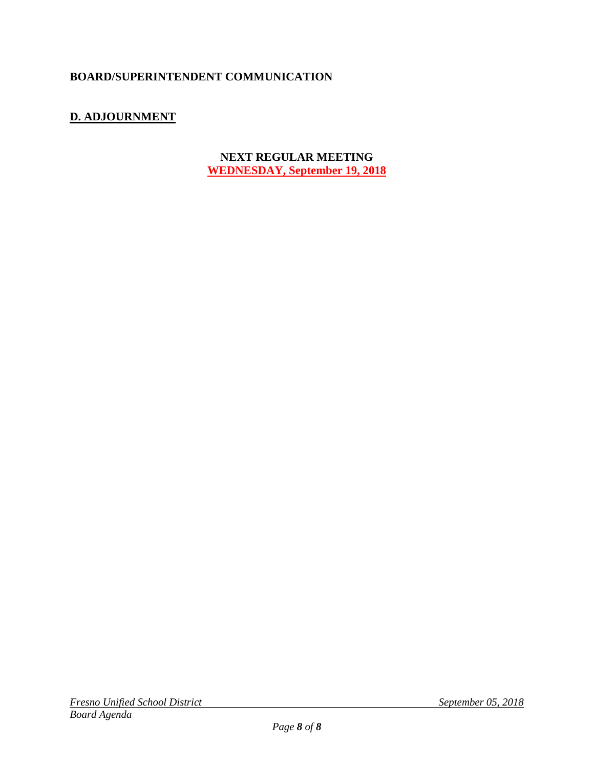**BOARD/SUPERINTENDENT COMMUNICATION**

## D. ADJOURNMENT

**NEXT REGULAR MEETING**
**WEDNESDAY, September 19, 2018**